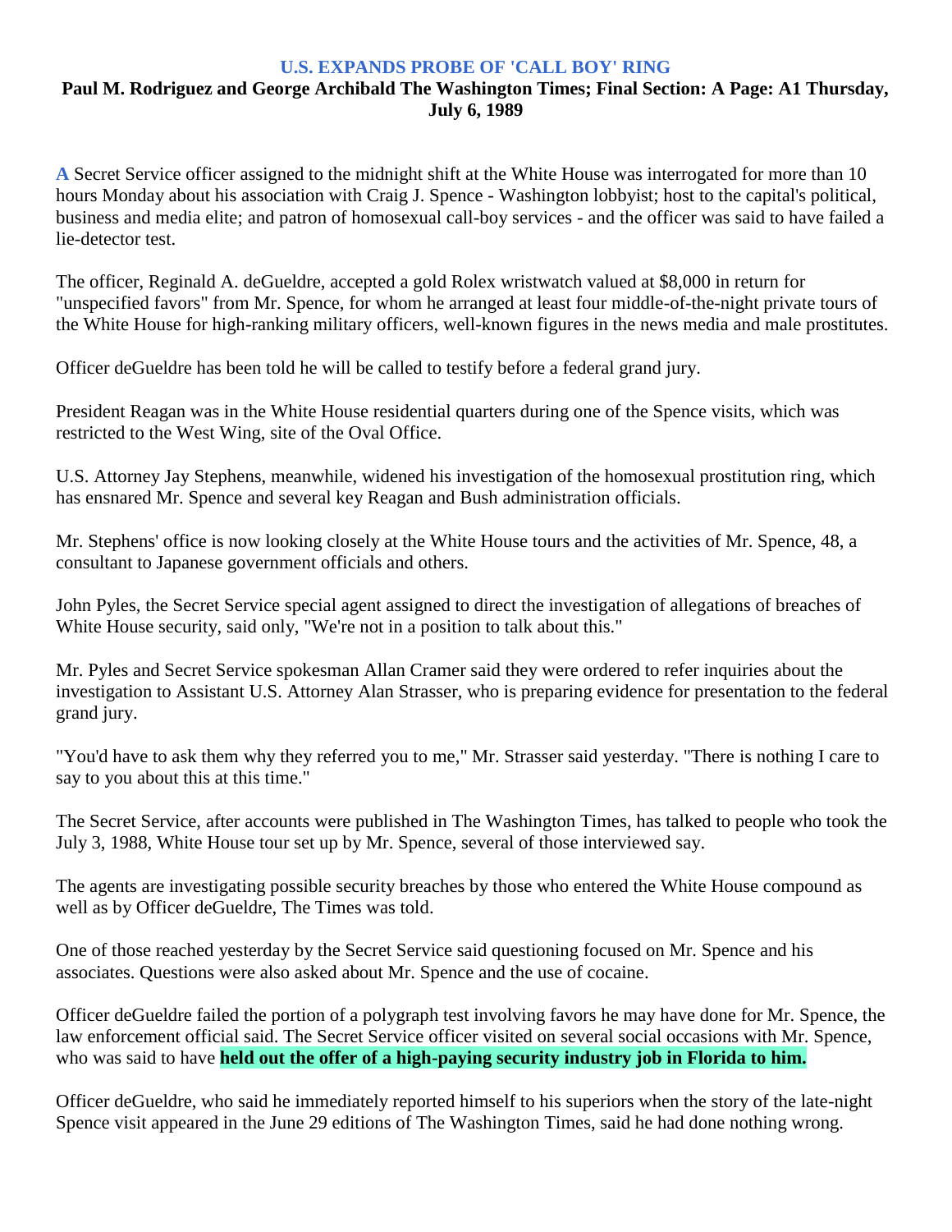# U.S. EXPANDS PROBE OF 'CALL BOY' RING

**Paul M. Rodriguez and George Archibald The Washington Times; Final Section: A Page: A1 Thursday, July 6, 1989**

A Secret Service officer assigned to the midnight shift at the White House was interrogated for more than 10 hours Monday about his association with Craig J. Spence - Washington lobbyist; host to the capital's political, business and media elite; and patron of homosexual call-boy services - and the officer was said to have failed a lie-detector test.

The officer, Reginald A. deGueldre, accepted a gold Rolex wristwatch valued at $8,000 in return for "unspecified favors" from Mr. Spence, for whom he arranged at least four middle-of-the-night private tours of the White House for high-ranking military officers, well-known figures in the news media and male prostitutes.

Officer deGueldre has been told he will be called to testify before a federal grand jury.

President Reagan was in the White House residential quarters during one of the Spence visits, which was restricted to the West Wing, site of the Oval Office.

U.S. Attorney Jay Stephens, meanwhile, widened his investigation of the homosexual prostitution ring, which has ensnared Mr. Spence and several key Reagan and Bush administration officials.

Mr. Stephens' office is now looking closely at the White House tours and the activities of Mr. Spence, 48, a consultant to Japanese government officials and others.

John Pyles, the Secret Service special agent assigned to direct the investigation of allegations of breaches of White House security, said only, "We're not in a position to talk about this."

Mr. Pyles and Secret Service spokesman Allan Cramer said they were ordered to refer inquiries about the investigation to Assistant U.S. Attorney Alan Strasser, who is preparing evidence for presentation to the federal grand jury.

"You'd have to ask them why they referred you to me," Mr. Strasser said yesterday. "There is nothing I care to say to you about this at this time."

The Secret Service, after accounts were published in The Washington Times, has talked to people who took the July 3, 1988, White House tour set up by Mr. Spence, several of those interviewed say.

The agents are investigating possible security breaches by those who entered the White House compound as well as by Officer deGueldre, The Times was told.

One of those reached yesterday by the Secret Service said questioning focused on Mr. Spence and his associates. Questions were also asked about Mr. Spence and the use of cocaine.

Officer deGueldre failed the portion of a polygraph test involving favors he may have done for Mr. Spence, the law enforcement official said. The Secret Service officer visited on several social occasions with Mr. Spence, who was said to have **held out the offer of a high-paying security industry job in Florida to him.**

Officer deGueldre, who said he immediately reported himself to his superiors when the story of the late-night Spence visit appeared in the June 29 editions of The Washington Times, said he had done nothing wrong.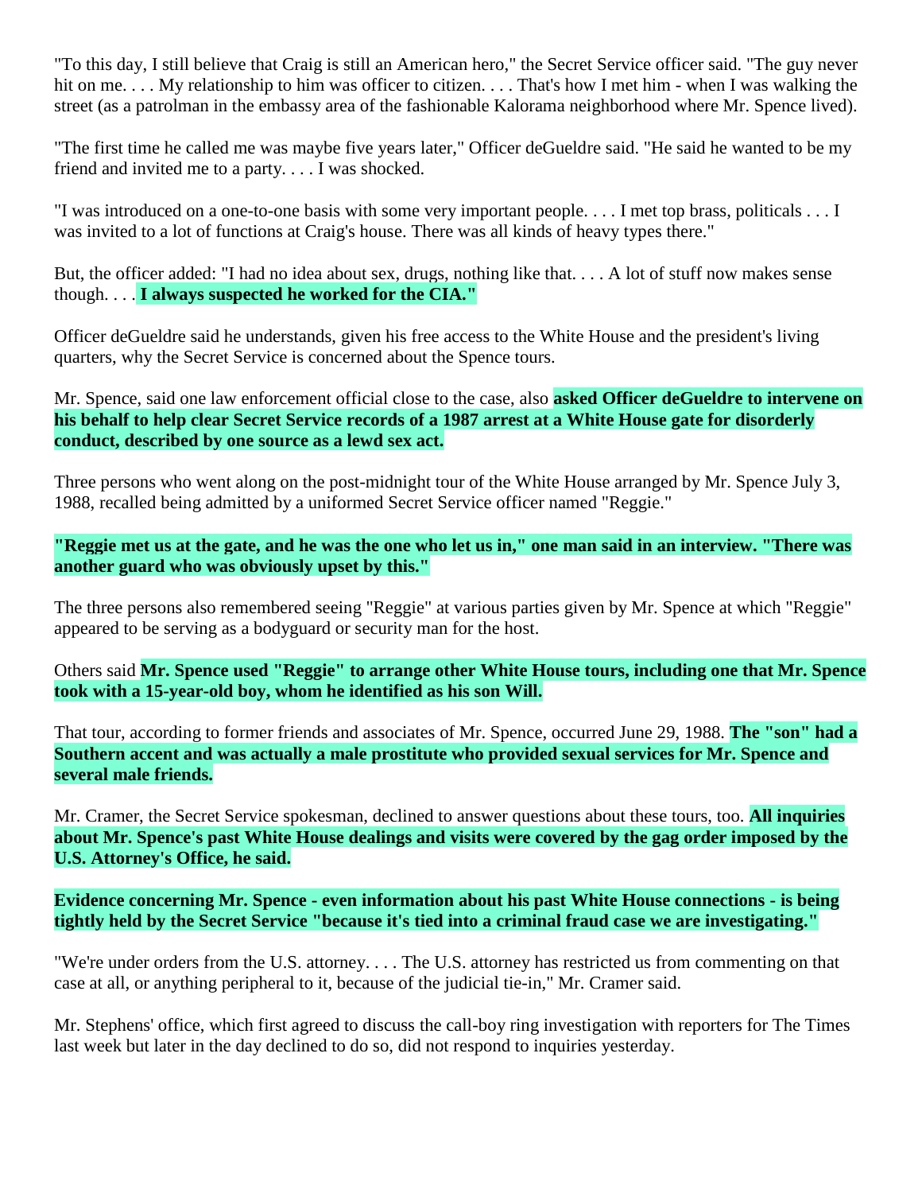"To this day, I still believe that Craig is still an American hero," the Secret Service officer said. "The guy never hit on me. . . . My relationship to him was officer to citizen. . . . That's how I met him - when I was walking the street (as a patrolman in the embassy area of the fashionable Kalorama neighborhood where Mr. Spence lived).

"The first time he called me was maybe five years later," Officer deGueldre said. "He said he wanted to be my friend and invited me to a party. . . . I was shocked.

"I was introduced on a one-to-one basis with some very important people. . . . I met top brass, politicals . . . I was invited to a lot of functions at Craig's house. There was all kinds of heavy types there."

But, the officer added: "I had no idea about sex, drugs, nothing like that. . . . A lot of stuff now makes sense though. . . . **I always suspected he worked for the CIA."**

Officer deGueldre said he understands, given his free access to the White House and the president's living quarters, why the Secret Service is concerned about the Spence tours.

Mr. Spence, said one law enforcement official close to the case, also **asked Officer deGueldre to intervene on his behalf to help clear Secret Service records of a 1987 arrest at a White House gate for disorderly conduct, described by one source as a lewd sex act.**

Three persons who went along on the post-midnight tour of the White House arranged by Mr. Spence July 3, 1988, recalled being admitted by a uniformed Secret Service officer named "Reggie."

**"Reggie met us at the gate, and he was the one who let us in," one man said in an interview. "There was another guard who was obviously upset by this."**

The three persons also remembered seeing "Reggie" at various parties given by Mr. Spence at which "Reggie" appeared to be serving as a bodyguard or security man for the host.

Others said **Mr. Spence used "Reggie" to arrange other White House tours, including one that Mr. Spence took with a 15-year-old boy, whom he identified as his son Will.**

That tour, according to former friends and associates of Mr. Spence, occurred June 29, 1988. **The "son" had a Southern accent and was actually a male prostitute who provided sexual services for Mr. Spence and several male friends.**

Mr. Cramer, the Secret Service spokesman, declined to answer questions about these tours, too. **All inquiries about Mr. Spence's past White House dealings and visits were covered by the gag order imposed by the U.S. Attorney's Office, he said.**

**Evidence concerning Mr. Spence - even information about his past White House connections - is being tightly held by the Secret Service "because it's tied into a criminal fraud case we are investigating."**

"We're under orders from the U.S. attorney. . . . The U.S. attorney has restricted us from commenting on that case at all, or anything peripheral to it, because of the judicial tie-in," Mr. Cramer said.

Mr. Stephens' office, which first agreed to discuss the call-boy ring investigation with reporters for The Times last week but later in the day declined to do so, did not respond to inquiries yesterday.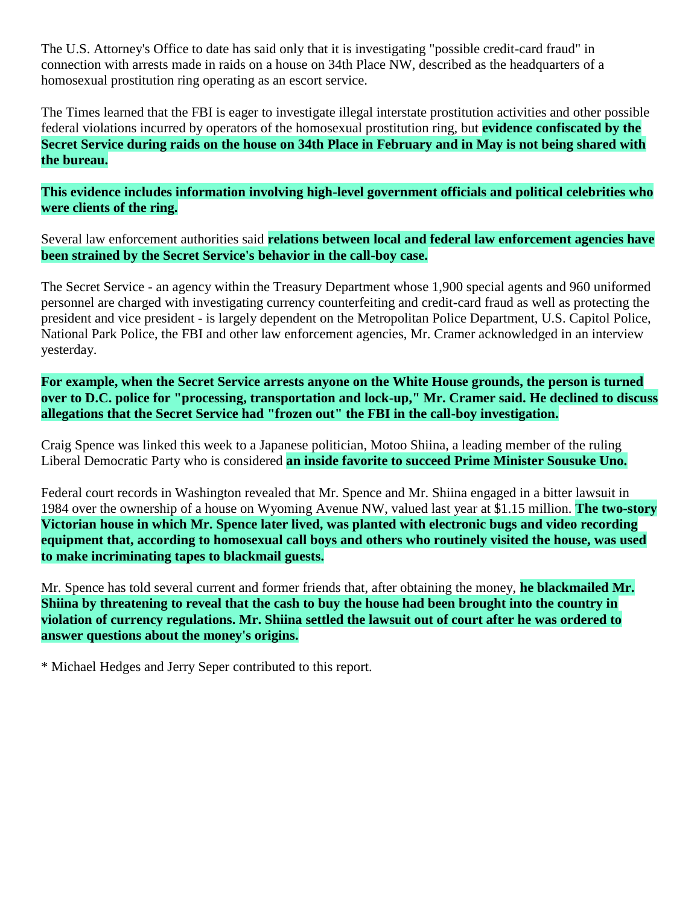The U.S. Attorney's Office to date has said only that it is investigating "possible credit-card fraud" in connection with arrests made in raids on a house on 34th Place NW, described as the headquarters of a homosexual prostitution ring operating as an escort service.

The Times learned that the FBI is eager to investigate illegal interstate prostitution activities and other possible federal violations incurred by operators of the homosexual prostitution ring, but **evidence confiscated by the Secret Service during raids on the house on 34th Place in February and in May is not being shared with the bureau.**

**This evidence includes information involving high-level government officials and political celebrities who were clients of the ring.**

Several law enforcement authorities said **relations between local and federal law enforcement agencies have been strained by the Secret Service's behavior in the call-boy case.**

The Secret Service - an agency within the Treasury Department whose 1,900 special agents and 960 uniformed personnel are charged with investigating currency counterfeiting and credit-card fraud as well as protecting the president and vice president - is largely dependent on the Metropolitan Police Department, U.S. Capitol Police, National Park Police, the FBI and other law enforcement agencies, Mr. Cramer acknowledged in an interview yesterday.

**For example, when the Secret Service arrests anyone on the White House grounds, the person is turned over to D.C. police for "processing, transportation and lock-up," Mr. Cramer said. He declined to discuss allegations that the Secret Service had "frozen out" the FBI in the call-boy investigation.**

Craig Spence was linked this week to a Japanese politician, Motoo Shiina, a leading member of the ruling Liberal Democratic Party who is considered **an inside favorite to succeed Prime Minister Sousuke Uno.**

Federal court records in Washington revealed that Mr. Spence and Mr. Shiina engaged in a bitter lawsuit in 1984 over the ownership of a house on Wyoming Avenue NW, valued last year at $1.15 million. **The two-story Victorian house in which Mr. Spence later lived, was planted with electronic bugs and video recording equipment that, according to homosexual call boys and others who routinely visited the house, was used to make incriminating tapes to blackmail guests.**

Mr. Spence has told several current and former friends that, after obtaining the money, **he blackmailed Mr. Shiina by threatening to reveal that the cash to buy the house had been brought into the country in violation of currency regulations. Mr. Shiina settled the lawsuit out of court after he was ordered to answer questions about the money's origins.**

* Michael Hedges and Jerry Seper contributed to this report.